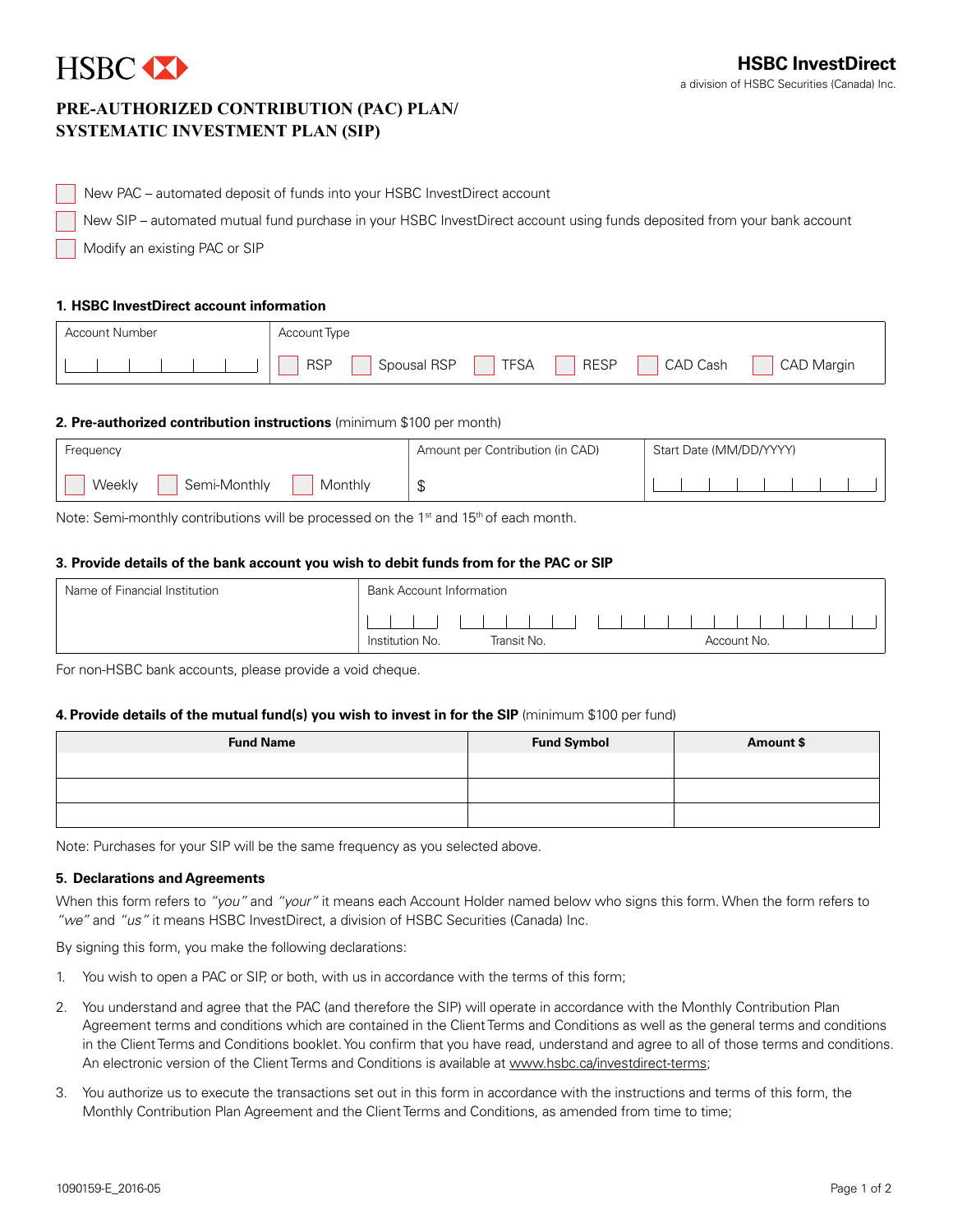HSBC

**HSBC InvestDirect**
a division of HSBC Securities (Canada) Inc.

# PRE-AUTHORIZED CONTRIBUTION (PAC) PLAN/ SYSTEMATIC INVESTMENT PLAN (SIP)

☐ New PAC – automated deposit of funds into your HSBC InvestDirect account

☐ New SIP – automated mutual fund purchase in your HSBC InvestDirect account using funds deposited from your bank account

☐ Modify an existing PAC or SIP

## 1. HSBC InvestDirect account information

| Account Number | Account Type |
|---|---|
| | ☐ RSP ☐ Spousal RSP ☐ TFSA ☐ RESP ☐ CAD Cash ☐ CAD Margin |

## 2. Pre-authorized contribution instructions (minimum $100 per month)

| Frequency | Amount per Contribution (in CAD) | Start Date (MM/DD/YYYY) |
|---|---|---|
| ☐ Weekly ☐ Semi-Monthly ☐ Monthly | $ | |

Note: Semi-monthly contributions will be processed on the 1st and 15th of each month.

## 3. Provide details of the bank account you wish to debit funds from for the PAC or SIP

| Name of Financial Institution | Bank Account Information | | |
|---|---|---|---|
| | Institution No. | Transit No. | Account No. |

For non-HSBC bank accounts, please provide a void cheque.

## 4. Provide details of the mutual fund(s) you wish to invest in for the SIP (minimum $100 per fund)

| Fund Name | Fund Symbol | Amount $ |
|---|---|---|
| | | |
| | | |
| | | |

Note: Purchases for your SIP will be the same frequency as you selected above.

## 5. Declarations and Agreements

When this form refers to *"you"* and *"your"* it means each Account Holder named below who signs this form. When the form refers to *"we"* and *"us"* it means HSBC InvestDirect, a division of HSBC Securities (Canada) Inc.

By signing this form, you make the following declarations:

1. You wish to open a PAC or SIP, or both, with us in accordance with the terms of this form;
2. You understand and agree that the PAC (and therefore the SIP) will operate in accordance with the Monthly Contribution Plan Agreement terms and conditions which are contained in the Client Terms and Conditions as well as the general terms and conditions in the Client Terms and Conditions booklet. You confirm that you have read, understand and agree to all of those terms and conditions. An electronic version of the Client Terms and Conditions is available at www.hsbc.ca/investdirect-terms;
3. You authorize us to execute the transactions set out in this form in accordance with the instructions and terms of this form, the Monthly Contribution Plan Agreement and the Client Terms and Conditions, as amended from time to time;

1090159-E_2016-05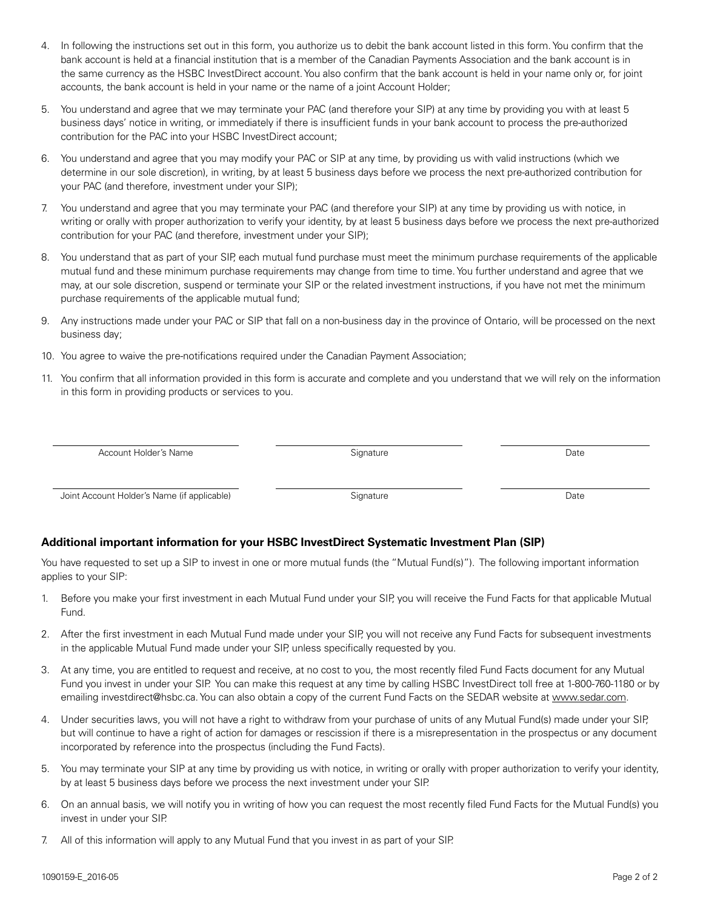4. In following the instructions set out in this form, you authorize us to debit the bank account listed in this form. You confirm that the bank account is held at a financial institution that is a member of the Canadian Payments Association and the bank account is in the same currency as the HSBC InvestDirect account. You also confirm that the bank account is held in your name only or, for joint accounts, the bank account is held in your name or the name of a joint Account Holder;

5. You understand and agree that we may terminate your PAC (and therefore your SIP) at any time by providing you with at least 5 business days' notice in writing, or immediately if there is insufficient funds in your bank account to process the pre-authorized contribution for the PAC into your HSBC InvestDirect account;

6. You understand and agree that you may modify your PAC or SIP at any time, by providing us with valid instructions (which we determine in our sole discretion), in writing, by at least 5 business days before we process the next pre-authorized contribution for your PAC (and therefore, investment under your SIP);

7. You understand and agree that you may terminate your PAC (and therefore your SIP) at any time by providing us with notice, in writing or orally with proper authorization to verify your identity, by at least 5 business days before we process the next pre-authorized contribution for your PAC (and therefore, investment under your SIP);

8. You understand that as part of your SIP, each mutual fund purchase must meet the minimum purchase requirements of the applicable mutual fund and these minimum purchase requirements may change from time to time. You further understand and agree that we may, at our sole discretion, suspend or terminate your SIP or the related investment instructions, if you have not met the minimum purchase requirements of the applicable mutual fund;

9. Any instructions made under your PAC or SIP that fall on a non-business day in the province of Ontario, will be processed on the next business day;

10. You agree to waive the pre-notifications required under the Canadian Payment Association;

11. You confirm that all information provided in this form is accurate and complete and you understand that we will rely on the information in this form in providing products or services to you.

| | | |
|---|---|---|
| Account Holder's Name | Signature | Date |
| Joint Account Holder's Name (if applicable) | Signature | Date |

**Additional important information for your HSBC InvestDirect Systematic Investment Plan (SIP)**

You have requested to set up a SIP to invest in one or more mutual funds (the "Mutual Fund(s)"). The following important information applies to your SIP:

1. Before you make your first investment in each Mutual Fund under your SIP, you will receive the Fund Facts for that applicable Mutual Fund.

2. After the first investment in each Mutual Fund made under your SIP, you will not receive any Fund Facts for subsequent investments in the applicable Mutual Fund made under your SIP, unless specifically requested by you.

3. At any time, you are entitled to request and receive, at no cost to you, the most recently filed Fund Facts document for any Mutual Fund you invest in under your SIP. You can make this request at any time by calling HSBC InvestDirect toll free at 1-800-760-1180 or by emailing investdirect@hsbc.ca. You can also obtain a copy of the current Fund Facts on the SEDAR website at www.sedar.com.

4. Under securities laws, you will not have a right to withdraw from your purchase of units of any Mutual Fund(s) made under your SIP, but will continue to have a right of action for damages or rescission if there is a misrepresentation in the prospectus or any document incorporated by reference into the prospectus (including the Fund Facts).

5. You may terminate your SIP at any time by providing us with notice, in writing or orally with proper authorization to verify your identity, by at least 5 business days before we process the next investment under your SIP.

6. On an annual basis, we will notify you in writing of how you can request the most recently filed Fund Facts for the Mutual Fund(s) you invest in under your SIP.

7. All of this information will apply to any Mutual Fund that you invest in as part of your SIP.

1090159-E_2016-05